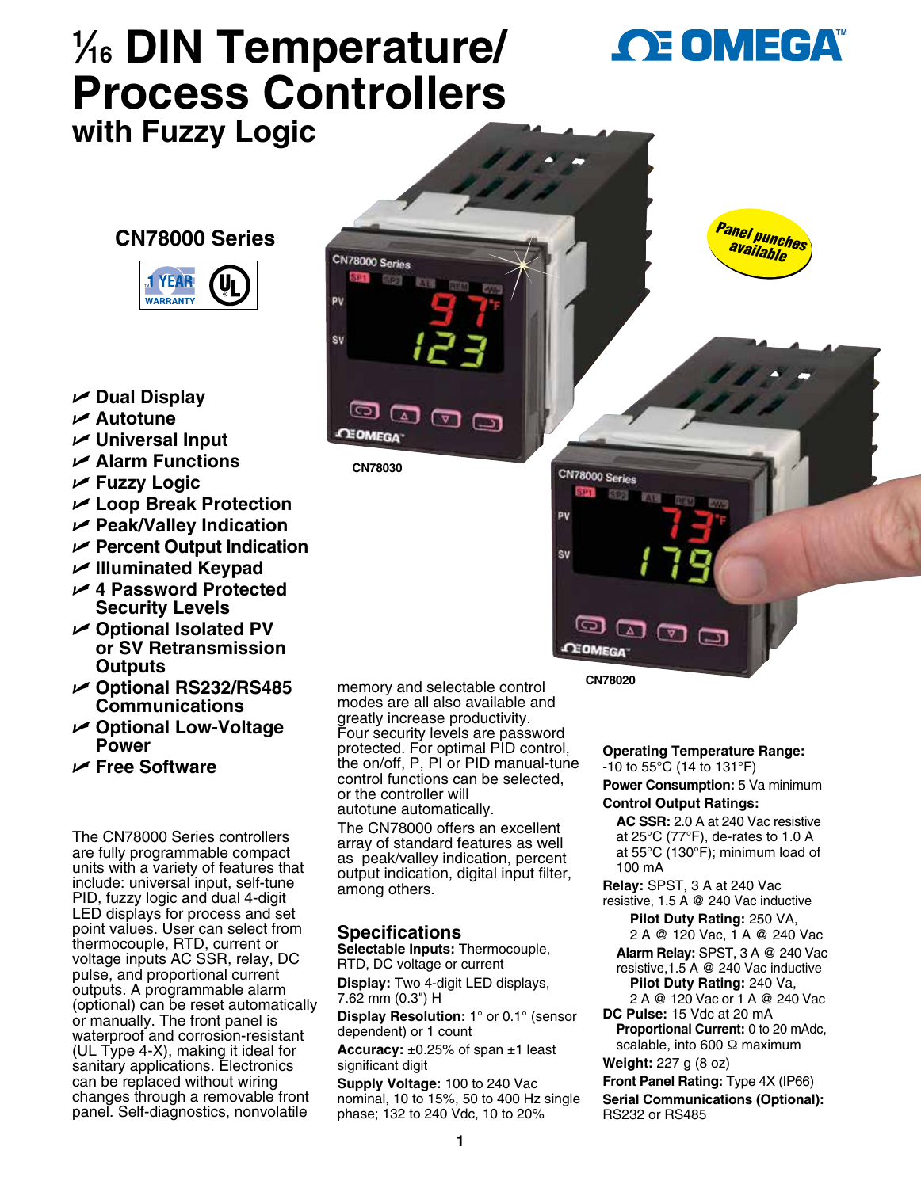# ⅟₁₆ DIN Temperature/ Process Controllers with Fuzzy Logic

## CN78000 Series

- Dual Display
- Autotune
- Universal Input
- Alarm Functions
- Fuzzy Logic
- Loop Break Protection
- Peak/Valley Indication
- Percent Output Indication
- Illuminated Keypad
- 4 Password Protected Security Levels
- Optional Isolated PV or SV Retransmission Outputs
- Optional RS232/RS485 Communications
- Optional Low-Voltage Power
- Free Software

Panel punches available

CN78030

CN78020

The CN78000 Series controllers are fully programmable compact units with a variety of features that include: universal input, self-tune PID, fuzzy logic and dual 4-digit LED displays for process and set point values. User can select from thermocouple, RTD, current or voltage inputs AC SSR, relay, DC pulse, and proportional current outputs. A programmable alarm (optional) can be reset automatically or manually. The front panel is waterproof and corrosion-resistant (UL Type 4-X), making it ideal for sanitary applications. Electronics can be replaced without wiring changes through a removable front panel. Self-diagnostics, nonvolatile memory and selectable control modes are all also available and greatly increase productivity. Four security levels are password protected. For optimal PID control, the on/off, P, PI or PID manual-tune control functions can be selected, or the controller will autotune automatically.

The CN78000 offers an excellent array of standard features as well as peak/valley indication, percent output indication, digital input filter, among others.

## Specifications

**Selectable Inputs:** Thermocouple, RTD, DC voltage or current

**Display:** Two 4-digit LED displays, 7.62 mm (0.3") H

**Display Resolution:** 1° or 0.1° (sensor dependent) or 1 count

**Accuracy:** ±0.25% of span ±1 least significant digit

**Supply Voltage:** 100 to 240 Vac nominal, 10 to 15%, 50 to 400 Hz single phase; 132 to 240 Vdc, 10 to 20%

**Operating Temperature Range:** -10 to 55°C (14 to 131°F)

**Power Consumption:** 5 Va minimum

**Control Output Ratings:**

**AC SSR:** 2.0 A at 240 Vac resistive at 25°C (77°F), de-rates to 1.0 A at 55°C (130°F); minimum load of 100 mA

**Relay:** SPST, 3 A at 240 Vac resistive, 1.5 A @ 240 Vac inductive

**Pilot Duty Rating:** 250 VA, 2 A @ 120 Vac, 1 A @ 240 Vac

**Alarm Relay:** SPST, 3 A @ 240 Vac resistive,1.5 A @ 240 Vac inductive

**Pilot Duty Rating:** 240 Va, 2 A @ 120 Vac or 1 A @ 240 Vac

**DC Pulse:** 15 Vdc at 20 mA

**Proportional Current:** 0 to 20 mAdc, scalable, into 600 Ω maximum

**Weight:** 227 g (8 oz)

**Front Panel Rating:** Type 4X (IP66)

**Serial Communications (Optional):** RS232 or RS485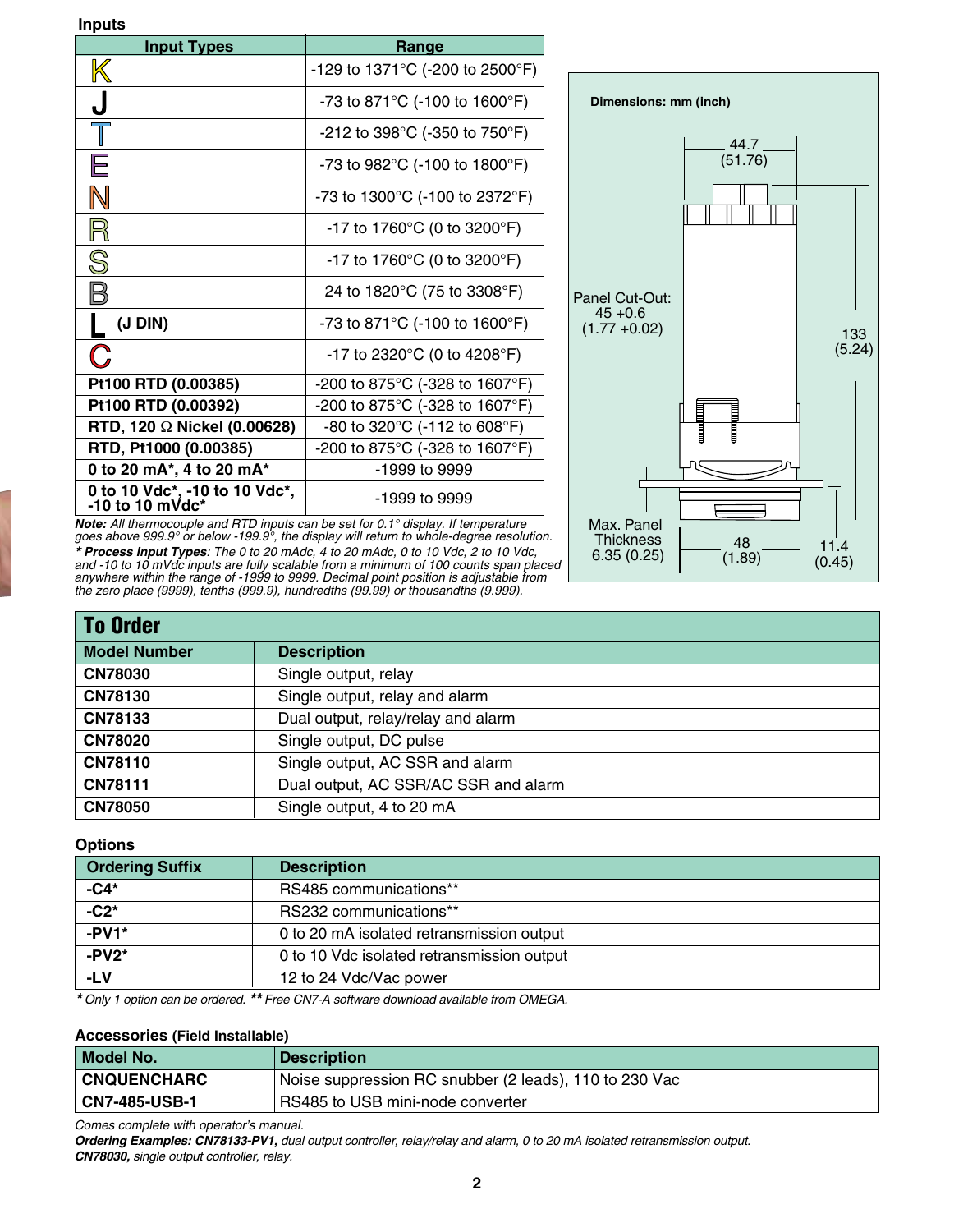### Inputs

| Input Types | Range |
|---|---|
| K | -129 to 1371°C (-200 to 2500°F) |
| J | -73 to 871°C (-100 to 1600°F) |
| T | -212 to 398°C (-350 to 750°F) |
| E | -73 to 982°C (-100 to 1800°F) |
| N | -73 to 1300°C (-100 to 2372°F) |
| R | -17 to 1760°C (0 to 3200°F) |
| S | -17 to 1760°C (0 to 3200°F) |
| B | 24 to 1820°C (75 to 3308°F) |
| L (J DIN) | -73 to 871°C (-100 to 1600°F) |
| C | -17 to 2320°C (0 to 4208°F) |
| **Pt100 RTD (0.00385)** | -200 to 875°C (-328 to 1607°F) |
| **Pt100 RTD (0.00392)** | -200 to 875°C (-328 to 1607°F) |
| **RTD, 120 Ω Nickel (0.00628)** | -80 to 320°C (-112 to 608°F) |
| **RTD, Pt1000 (0.00385)** | -200 to 875°C (-328 to 1607°F) |
| **0 to 20 mA*, 4 to 20 mA*** | -1999 to 9999 |
| **0 to 10 Vdc*, -10 to 10 Vdc*, -10 to 10 mVdc*** | -1999 to 9999 |

***Note:*** *All thermocouple and RTD inputs can be set for 0.1° display. If temperature goes above 999.9° or below -199.9°, the display will return to whole-degree resolution.*
***\* Process Input Types****: The 0 to 20 mAdc, 4 to 20 mAdc, 0 to 10 Vdc, 2 to 10 Vdc, and -10 to 10 mVdc inputs are fully scalable from a minimum of 100 counts span placed anywhere within the range of -1999 to 9999. Decimal point position is adjustable from the zero place (9999), tenths (999.9), hundredths (99.99) or thousandths (9.999).*

**Dimensions: mm (inch)**

44.7
(51.76)

Panel Cut-Out:
45 +0.6
(1.77 +0.02)

133
(5.24)

Max. Panel Thickness
6.35 (0.25)

48
(1.89)

11.4
(0.45)

## To Order

| Model Number | Description |
|---|---|
| **CN78030** | Single output, relay |
| **CN78130** | Single output, relay and alarm |
| **CN78133** | Dual output, relay/relay and alarm |
| **CN78020** | Single output, DC pulse |
| **CN78110** | Single output, AC SSR and alarm |
| **CN78111** | Dual output, AC SSR/AC SSR and alarm |
| **CN78050** | Single output, 4 to 20 mA |

### Options

| Ordering Suffix | Description |
|---|---|
| **-C4*** | RS485 communications** |
| **-C2*** | RS232 communications** |
| **-PV1*** | 0 to 20 mA isolated retransmission output |
| **-PV2*** | 0 to 10 Vdc isolated retransmission output |
| **-LV** | 12 to 24 Vdc/Vac power |

*\* Only 1 option can be ordered. \*\* Free CN7-A software download available from OMEGA.*

### Accessories (Field Installable)

| Model No. | Description |
|---|---|
| **CNQUENCHARC** | Noise suppression RC snubber (2 leads), 110 to 230 Vac |
| **CN7-485-USB-1** | RS485 to USB mini-node converter |

*Comes complete with operator's manual.*
***Ordering Examples: CN78133-PV1,*** *dual output controller, relay/relay and alarm, 0 to 20 mA isolated retransmission output.*
***CN78030,*** *single output controller, relay.*